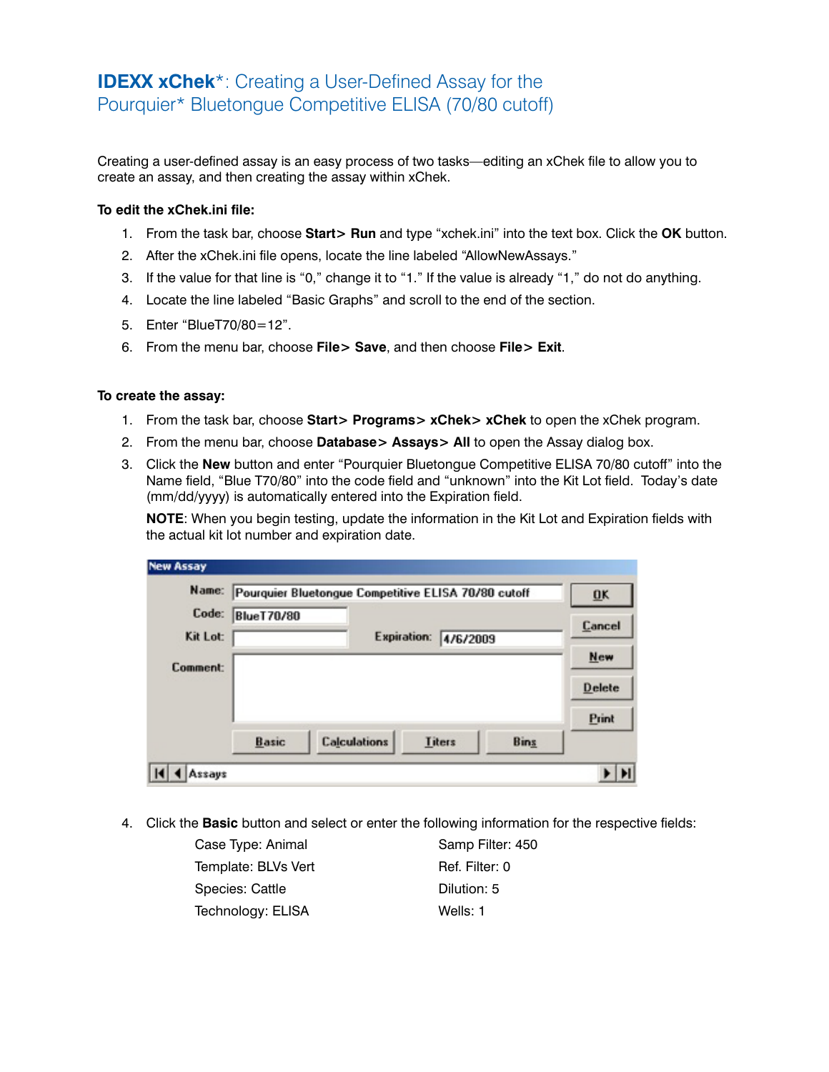# **IDEXX xChek***: Creating a User-Defined Assay for the Pourquier* Bluetongue Competitive ELISA (70/80 cutoff)

Creating a user-defined assay is an easy process of two tasks—editing an xChek file to allow you to create an assay, and then creating the assay within xChek.

**To edit the xChek.ini file:**

1. From the task bar, choose **Start> Run** and type “xchek.ini” into the text box. Click the **OK** button.
2. After the xChek.ini file opens, locate the line labeled “AllowNewAssays.”
3. If the value for that line is “0,” change it to “1.” If the value is already “1,” do not do anything.
4. Locate the line labeled “Basic Graphs” and scroll to the end of the section.
5. Enter “BlueT70/80=12”.
6. From the menu bar, choose **File> Save**, and then choose **File> Exit**.

**To create the assay:**

1. From the task bar, choose **Start> Programs> xChek> xChek** to open the xChek program.
2. From the menu bar, choose **Database> Assays> All** to open the Assay dialog box.
3. Click the **New** button and enter “Pourquier Bluetongue Competitive ELISA 70/80 cutoff” into the Name field, “Blue T70/80” into the code field and “unknown” into the Kit Lot field. Today’s date (mm/dd/yyyy) is automatically entered into the Expiration field.

   **NOTE**: When you begin testing, update the information in the Kit Lot and Expiration fields with the actual kit lot number and expiration date.

4. Click the **Basic** button and select or enter the following information for the respective fields:

| | |
|---|---|
| Case Type: Animal | Samp Filter: 450 |
| Template: BLVs Vert | Ref. Filter: 0 |
| Species: Cattle | Dilution: 5 |
| Technology: ELISA | Wells: 1 |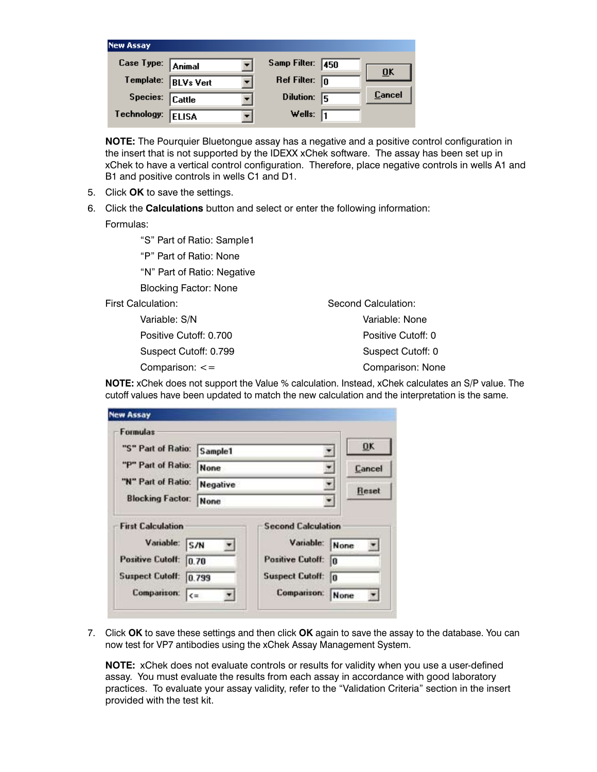**New Assay**

| | | | | |
|---|---|---|---|---|
| Case Type: | Animal | Samp Filter: | 450 | OK |
| Template: | BLVs Vert | Ref Filter: | 0 | Cancel |
| Species: | Cattle | Dilution: | 5 | |
| Technology: | ELISA | Wells: | 1 | |

**NOTE:** The Pourquier Bluetongue assay has a negative and a positive control configuration in the insert that is not supported by the IDEXX xChek software. The assay has been set up in xChek to have a vertical control configuration. Therefore, place negative controls in wells A1 and B1 and positive controls in wells C1 and D1.

5. Click **OK** to save the settings.
6. Click the **Calculations** button and select or enter the following information:

   Formulas:

   - "S" Part of Ratio: Sample1
   - "P" Part of Ratio: None
   - "N" Part of Ratio: Negative
   - Blocking Factor: None

   First Calculation:

   - Variable: S/N
   - Positive Cutoff: 0.700
   - Suspect Cutoff: 0.799
   - Comparison: <=

   Second Calculation:

   - Variable: None
   - Positive Cutoff: 0
   - Suspect Cutoff: 0
   - Comparison: None

   **NOTE:** xChek does not support the Value % calculation. Instead, xChek calculates an S/P value. The cutoff values have been updated to match the new calculation and the interpretation is the same.

   **New Assay**

   Formulas

   | | |
   |---|---|
   | "S" Part of Ratio: | Sample1 |
   | "P" Part of Ratio: | None |
   | "N" Part of Ratio: | Negative |
   | Blocking Factor: | None |

   OK | Cancel | Reset

   | First Calculation | | Second Calculation | |
   |---|---|---|---|
   | Variable: | S/N | Variable: | None |
   | Positive Cutoff: | 0.70 | Positive Cutoff: | 0 |
   | Suspect Cutoff: | 0.799 | Suspect Cutoff: | 0 |
   | Comparison: | <= | Comparison: | None |

7. Click **OK** to save these settings and then click **OK** again to save the assay to the database. You can now test for VP7 antibodies using the xChek Assay Management System.

   **NOTE:** xChek does not evaluate controls or results for validity when you use a user-defined assay. You must evaluate the results from each assay in accordance with good laboratory practices. To evaluate your assay validity, refer to the "Validation Criteria" section in the insert provided with the test kit.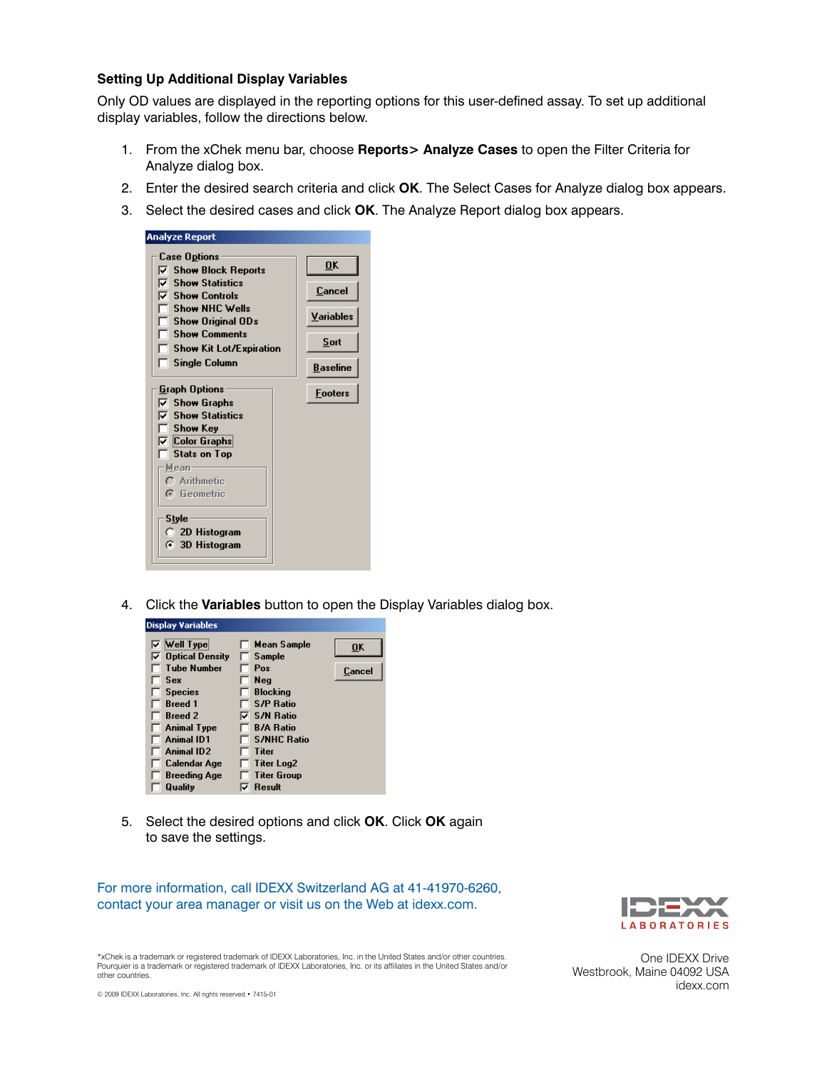### Setting Up Additional Display Variables

Only OD values are displayed in the reporting options for this user-defined assay. To set up additional display variables, follow the directions below.

1. From the xChek menu bar, choose **Reports> Analyze Cases** to open the Filter Criteria for Analyze dialog box.
2. Enter the desired search criteria and click **OK**. The Select Cases for Analyze dialog box appears.
3. Select the desired cases and click **OK**. The Analyze Report dialog box appears.
4. Click the **Variables** button to open the Display Variables dialog box.
5. Select the desired options and click **OK**. Click **OK** again to save the settings.

For more information, call IDEXX Switzerland AG at 41-41970-6260, contact your area manager or visit us on the Web at idexx.com.

IDEXX LABORATORIES

*xChek is a trademark or registered trademark of IDEXX Laboratories, Inc. in the United States and/or other countries. Pourquier is a trademark or registered trademark of IDEXX Laboratories, Inc. or its affiliates in the United States and/or other countries.

© 2009 IDEXX Laboratories, Inc. All rights reserved. • 7415-01

One IDEXX Drive
Westbrook, Maine 04092 USA
idexx.com